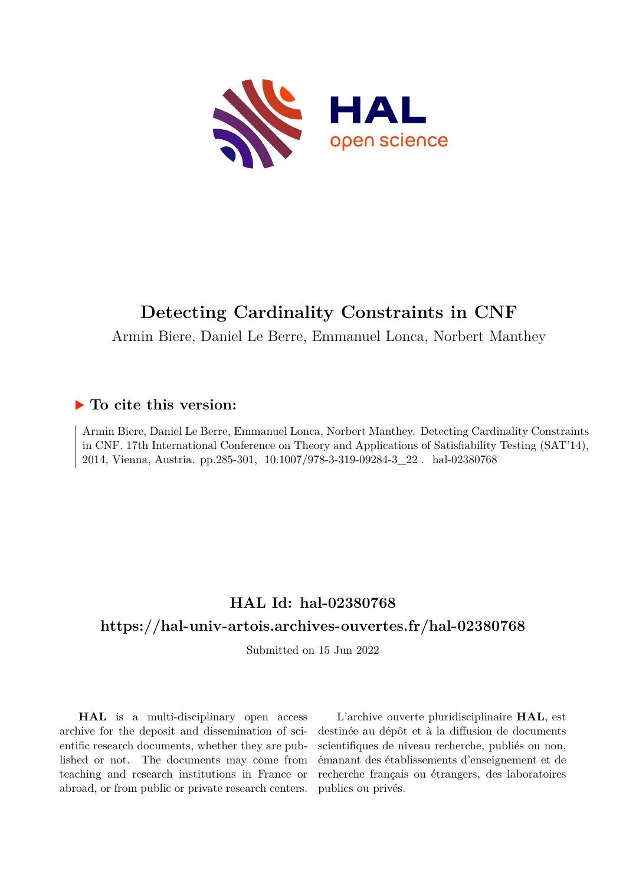# Detecting Cardinality Constraints in CNF

Armin Biere, Daniel Le Berre, Emmanuel Lonca, Norbert Manthey

## ▶ To cite this version:

Armin Biere, Daniel Le Berre, Emmanuel Lonca, Norbert Manthey. Detecting Cardinality Constraints in CNF. 17th International Conference on Theory and Applications of Satisfiability Testing (SAT'14), 2014, Vienna, Austria. pp.285-301, 10.1007/978-3-319-09284-3_22 . hal-02380768

## HAL Id: hal-02380768

## https://hal-univ-artois.archives-ouvertes.fr/hal-02380768

Submitted on 15 Jun 2022

**HAL** is a multi-disciplinary open access archive for the deposit and dissemination of scientific research documents, whether they are published or not. The documents may come from teaching and research institutions in France or abroad, or from public or private research centers.

L'archive ouverte pluridisciplinaire **HAL**, est destinée au dépôt et à la diffusion de documents scientifiques de niveau recherche, publiés ou non, émanant des établissements d'enseignement et de recherche français ou étrangers, des laboratoires publics ou privés.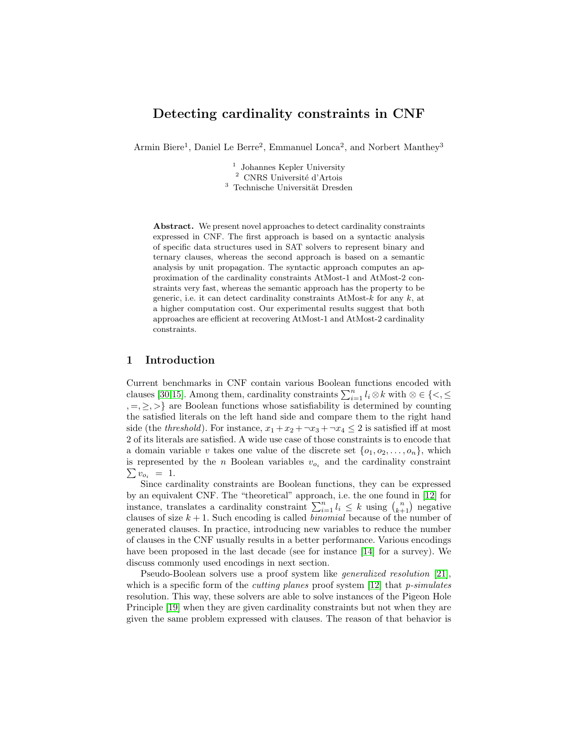# Detecting cardinality constraints in CNF

Armin Biere[1], Daniel Le Berre[2], Emmanuel Lonca[2], and Norbert Manthey[3]

[1] Johannes Kepler University
[2] CNRS Université d'Artois
[3] Technische Universität Dresden

**Abstract.** We present novel approaches to detect cardinality constraints expressed in CNF. The first approach is based on a syntactic analysis of specific data structures used in SAT solvers to represent binary and ternary clauses, whereas the second approach is based on a semantic analysis by unit propagation. The syntactic approach computes an approximation of the cardinality constraints AtMost-1 and AtMost-2 constraints very fast, whereas the semantic approach has the property to be generic, i.e. it can detect cardinality constraints AtMost-$k$ for any $k$, at a higher computation cost. Our experimental results suggest that both approaches are efficient at recovering AtMost-1 and AtMost-2 cardinality constraints.

## 1 Introduction

Current benchmarks in CNF contain various Boolean functions encoded with clauses [30,15]. Among them, cardinality constraints $\sum_{i=1}^{n} l_i \otimes k$ with $\otimes \in \{<, \leq, =, \geq, >\}$ are Boolean functions whose satisfiability is determined by counting the satisfied literals on the left hand side and compare them to the right hand side (the *threshold*). For instance, $x_1 + x_2 + \neg x_3 + \neg x_4 \leq 2$ is satisfied iff at most 2 of its literals are satisfied. A wide use case of those constraints is to encode that a domain variable $v$ takes one value of the discrete set $\{o_1, o_2, \ldots, o_n\}$, which is represented by the $n$ Boolean variables $v_{o_i}$ and the cardinality constraint $\sum v_{o_i} = 1$.

Since cardinality constraints are Boolean functions, they can be expressed by an equivalent CNF. The "theoretical" approach, i.e. the one found in [12] for instance, translates a cardinality constraint $\sum_{i=1}^{n} l_i \leq k$ using $\binom{n}{k+1}$ negative clauses of size $k+1$. Such encoding is called *binomial* because of the number of generated clauses. In practice, introducing new variables to reduce the number of clauses in the CNF usually results in a better performance. Various encodings have been proposed in the last decade (see for instance [14] for a survey). We discuss commonly used encodings in next section.

Pseudo-Boolean solvers use a proof system like *generalized resolution* [21], which is a specific form of the *cutting planes* proof system [12] that *p-simulates* resolution. This way, these solvers are able to solve instances of the Pigeon Hole Principle [19] when they are given cardinality constraints but not when they are given the same problem expressed with clauses. The reason of that behavior is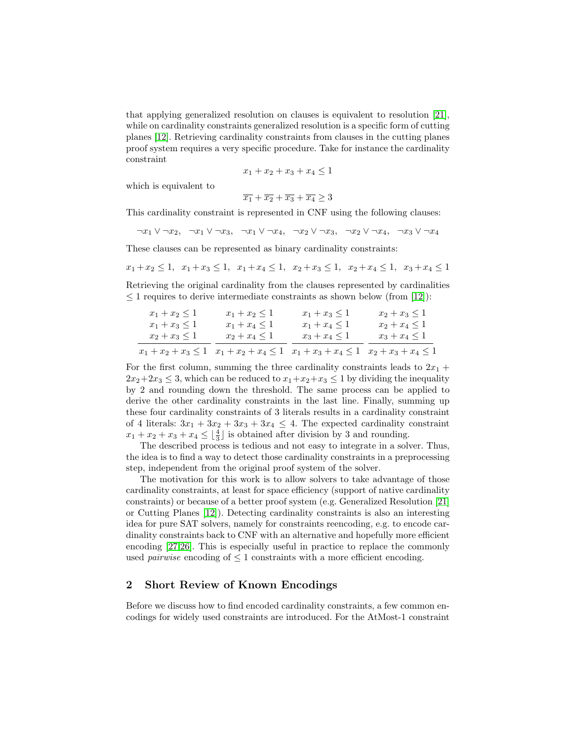that applying generalized resolution on clauses is equivalent to resolution [21], while on cardinality constraints generalized resolution is a specific form of cutting planes [12]. Retrieving cardinality constraints from clauses in the cutting planes proof system requires a very specific procedure. Take for instance the cardinality constraint

$$x_1 + x_2 + x_3 + x_4 \leq 1$$

which is equivalent to

$$\overline{x_1} + \overline{x_2} + \overline{x_3} + \overline{x_4} \geq 3$$

This cardinality constraint is represented in CNF using the following clauses:

$$\neg x_1 \vee \neg x_2, \quad \neg x_1 \vee \neg x_3, \quad \neg x_1 \vee \neg x_4, \quad \neg x_2 \vee \neg x_3, \quad \neg x_2 \vee \neg x_4, \quad \neg x_3 \vee \neg x_4$$

These clauses can be represented as binary cardinality constraints:

$$x_1 + x_2 \leq 1, \quad x_1 + x_3 \leq 1, \quad x_1 + x_4 \leq 1, \quad x_2 + x_3 \leq 1, \quad x_2 + x_4 \leq 1, \quad x_3 + x_4 \leq 1$$

Retrieving the original cardinality from the clauses represented by cardinalities $\leq 1$ requires to derive intermediate constraints as shown below (from [12]):

$$\begin{array}{cccc}
x_1 + x_2 \leq 1 & x_1 + x_2 \leq 1 & x_1 + x_3 \leq 1 & x_2 + x_3 \leq 1 \\
x_1 + x_3 \leq 1 & x_1 + x_4 \leq 1 & x_1 + x_4 \leq 1 & x_2 + x_4 \leq 1 \\
x_2 + x_3 \leq 1 & x_2 + x_4 \leq 1 & x_3 + x_4 \leq 1 & x_3 + x_4 \leq 1 \\
\hline
x_1 + x_2 + x_3 \leq 1 & x_1 + x_2 + x_4 \leq 1 & x_1 + x_3 + x_4 \leq 1 & x_2 + x_3 + x_4 \leq 1
\end{array}$$

For the first column, summing the three cardinality constraints leads to $2x_1 + 2x_2 + 2x_3 \leq 3$, which can be reduced to $x_1 + x_2 + x_3 \leq 1$ by dividing the inequality by 2 and rounding down the threshold. The same process can be applied to derive the other cardinality constraints in the last line. Finally, summing up these four cardinality constraints of 3 literals results in a cardinality constraint of 4 literals: $3x_1 + 3x_2 + 3x_3 + 3x_4 \leq 4$. The expected cardinality constraint $x_1 + x_2 + x_3 + x_4 \leq \lfloor \frac{4}{3} \rfloor$ is obtained after division by 3 and rounding.

The described process is tedious and not easy to integrate in a solver. Thus, the idea is to find a way to detect those cardinality constraints in a preprocessing step, independent from the original proof system of the solver.

The motivation for this work is to allow solvers to take advantage of those cardinality constraints, at least for space efficiency (support of native cardinality constraints) or because of a better proof system (e.g. Generalized Resolution [21] or Cutting Planes [12]). Detecting cardinality constraints is also an interesting idea for pure SAT solvers, namely for constraints reencoding, e.g. to encode cardinality constraints back to CNF with an alternative and hopefully more efficient encoding [27,26]. This is especially useful in practice to replace the commonly used *pairwise* encoding of $\leq 1$ constraints with a more efficient encoding.

## 2 Short Review of Known Encodings

Before we discuss how to find encoded cardinality constraints, a few common encodings for widely used constraints are introduced. For the AtMost-1 constraint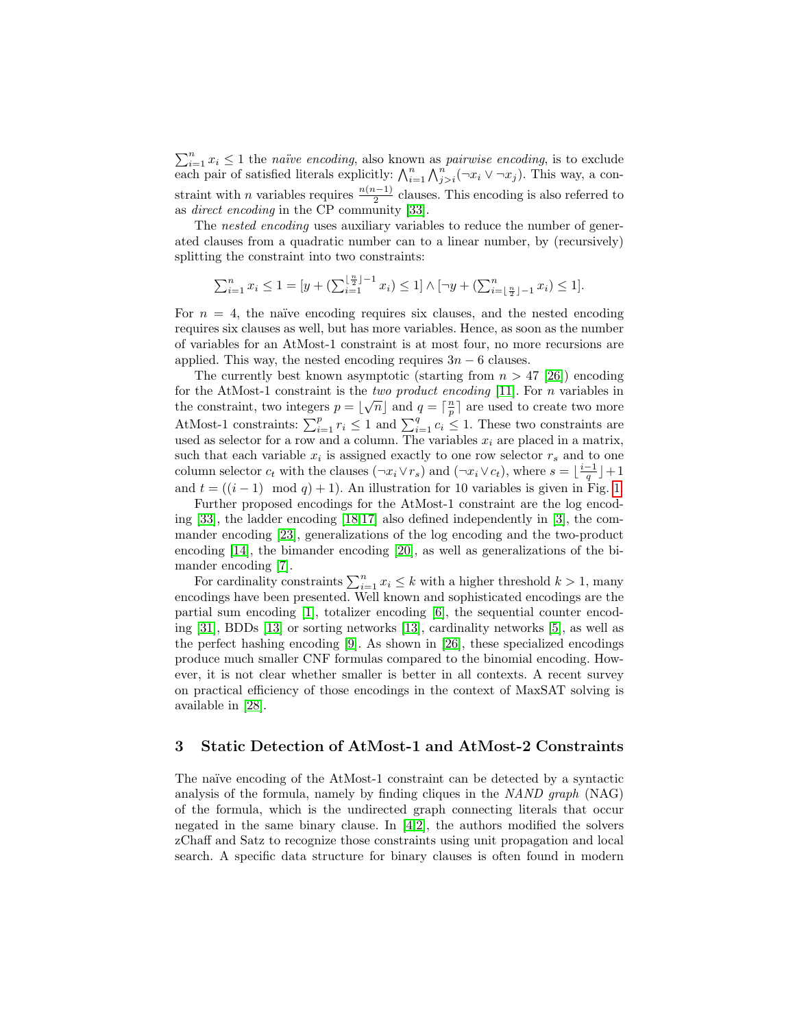$\sum_{i=1}^{n} x_i \leq 1$ the *naïve encoding*, also known as *pairwise encoding*, is to exclude each pair of satisfied literals explicitly: $\bigwedge_{i=1}^{n} \bigwedge_{j>i}^{n} (\neg x_i \vee \neg x_j)$. This way, a constraint with $n$ variables requires $\frac{n(n-1)}{2}$ clauses. This encoding is also referred to as *direct encoding* in the CP community [33].

The *nested encoding* uses auxiliary variables to reduce the number of generated clauses from a quadratic number can to a linear number, by (recursively) splitting the constraint into two constraints:

$$\textstyle\sum_{i=1}^{n} x_i \leq 1 = [y + (\sum_{i=1}^{\lfloor \frac{n}{2} \rfloor - 1} x_i) \leq 1] \wedge [\neg y + (\sum_{i=\lfloor \frac{n}{2} \rfloor - 1}^{n} x_i) \leq 1].$$

For $n = 4$, the naïve encoding requires six clauses, and the nested encoding requires six clauses as well, but has more variables. Hence, as soon as the number of variables for an AtMost-1 constraint is at most four, no more recursions are applied. This way, the nested encoding requires $3n - 6$ clauses.

The currently best known asymptotic (starting from $n > 47$ [26]) encoding for the AtMost-1 constraint is the *two product encoding* [11]. For $n$ variables in the constraint, two integers $p = \lfloor \sqrt{n} \rfloor$ and $q = \lceil \frac{n}{p} \rceil$ are used to create two more AtMost-1 constraints: $\sum_{i=1}^{p} r_i \leq 1$ and $\sum_{i=1}^{q} c_i \leq 1$. These two constraints are used as selector for a row and a column. The variables $x_i$ are placed in a matrix, such that each variable $x_i$ is assigned exactly to one row selector $r_s$ and to one column selector $c_t$ with the clauses $(\neg x_i \vee r_s)$ and $(\neg x_i \vee c_t)$, where $s = \lfloor \frac{i-1}{q} \rfloor + 1$ and $t = ((i-1) \mod q) + 1)$. An illustration for 10 variables is given in Fig. 1.

Further proposed encodings for the AtMost-1 constraint are the log encoding [33], the ladder encoding [18,17] also defined independently in [3], the commander encoding [23], generalizations of the log encoding and the two-product encoding [14], the bimander encoding [20], as well as generalizations of the bimander encoding [7].

For cardinality constraints $\sum_{i=1}^{n} x_i \leq k$ with a higher threshold $k > 1$, many encodings have been presented. Well known and sophisticated encodings are the partial sum encoding [1], totalizer encoding [6], the sequential counter encoding [31], BDDs [13] or sorting networks [13], cardinality networks [5], as well as the perfect hashing encoding [9]. As shown in [26], these specialized encodings produce much smaller CNF formulas compared to the binomial encoding. However, it is not clear whether smaller is better in all contexts. A recent survey on practical efficiency of those encodings in the context of MaxSAT solving is available in [28].

## 3 Static Detection of AtMost-1 and AtMost-2 Constraints

The naïve encoding of the AtMost-1 constraint can be detected by a syntactic analysis of the formula, namely by finding cliques in the *NAND graph* (NAG) of the formula, which is the undirected graph connecting literals that occur negated in the same binary clause. In [4,2], the authors modified the solvers zChaff and Satz to recognize those constraints using unit propagation and local search. A specific data structure for binary clauses is often found in modern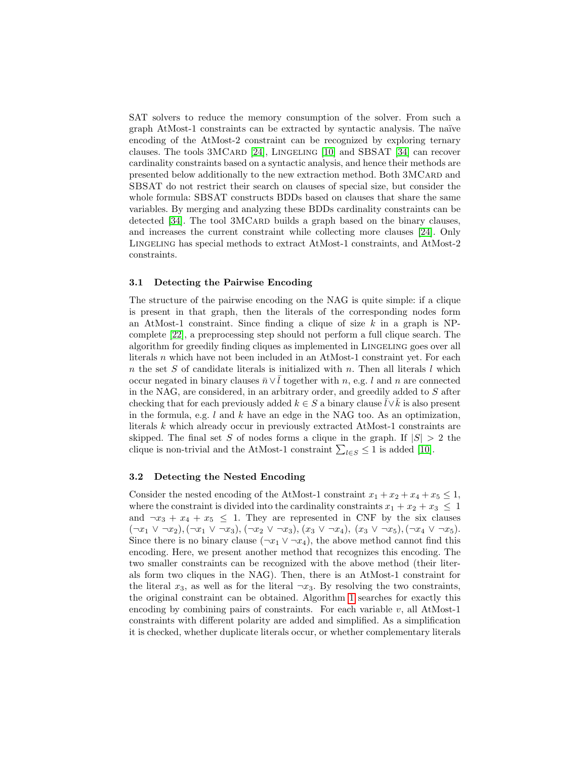SAT solvers to reduce the memory consumption of the solver. From such a graph AtMost-1 constraints can be extracted by syntactic analysis. The naïve encoding of the AtMost-2 constraint can be recognized by exploring ternary clauses. The tools 3MCard [24], Lingeling [10] and SBSAT [34] can recover cardinality constraints based on a syntactic analysis, and hence their methods are presented below additionally to the new extraction method. Both 3MCard and SBSAT do not restrict their search on clauses of special size, but consider the whole formula: SBSAT constructs BDDs based on clauses that share the same variables. By merging and analyzing these BDDs cardinality constraints can be detected [34]. The tool 3MCard builds a graph based on the binary clauses, and increases the current constraint while collecting more clauses [24]. Only Lingeling has special methods to extract AtMost-1 constraints, and AtMost-2 constraints.

### 3.1 Detecting the Pairwise Encoding

The structure of the pairwise encoding on the NAG is quite simple: if a clique is present in that graph, then the literals of the corresponding nodes form an AtMost-1 constraint. Since finding a clique of size $k$ in a graph is NP-complete [22], a preprocessing step should not perform a full clique search. The algorithm for greedily finding cliques as implemented in Lingeling goes over all literals $n$ which have not been included in an AtMost-1 constraint yet. For each $n$ the set $S$ of candidate literals is initialized with $n$. Then all literals $l$ which occur negated in binary clauses $\bar{n} \vee \bar{l}$ together with $n$, e.g. $l$ and $n$ are connected in the NAG, are considered, in an arbitrary order, and greedily added to $S$ after checking that for each previously added $k \in S$ a binary clause $\bar{l} \vee \bar{k}$ is also present in the formula, e.g. $l$ and $k$ have an edge in the NAG too. As an optimization, literals $k$ which already occur in previously extracted AtMost-1 constraints are skipped. The final set $S$ of nodes forms a clique in the graph. If $|S| > 2$ the clique is non-trivial and the AtMost-1 constraint $\sum_{l \in S} \leq 1$ is added [10].

### 3.2 Detecting the Nested Encoding

Consider the nested encoding of the AtMost-1 constraint $x_1 + x_2 + x_4 + x_5 \leq 1$, where the constraint is divided into the cardinality constraints $x_1 + x_2 + x_3 \leq 1$ and $\neg x_3 + x_4 + x_5 \leq 1$. They are represented in CNF by the six clauses $(\neg x_1 \vee \neg x_2), (\neg x_1 \vee \neg x_3), (\neg x_2 \vee \neg x_3), (x_3 \vee \neg x_4), (x_3 \vee \neg x_5), (\neg x_4 \vee \neg x_5)$. Since there is no binary clause $(\neg x_1 \vee \neg x_4)$, the above method cannot find this encoding. Here, we present another method that recognizes this encoding. The two smaller constraints can be recognized with the above method (their literals form two cliques in the NAG). Then, there is an AtMost-1 constraint for the literal $x_3$, as well as for the literal $\neg x_3$. By resolving the two constraints, the original constraint can be obtained. Algorithm 1 searches for exactly this encoding by combining pairs of constraints. For each variable $v$, all AtMost-1 constraints with different polarity are added and simplified. As a simplification it is checked, whether duplicate literals occur, or whether complementary literals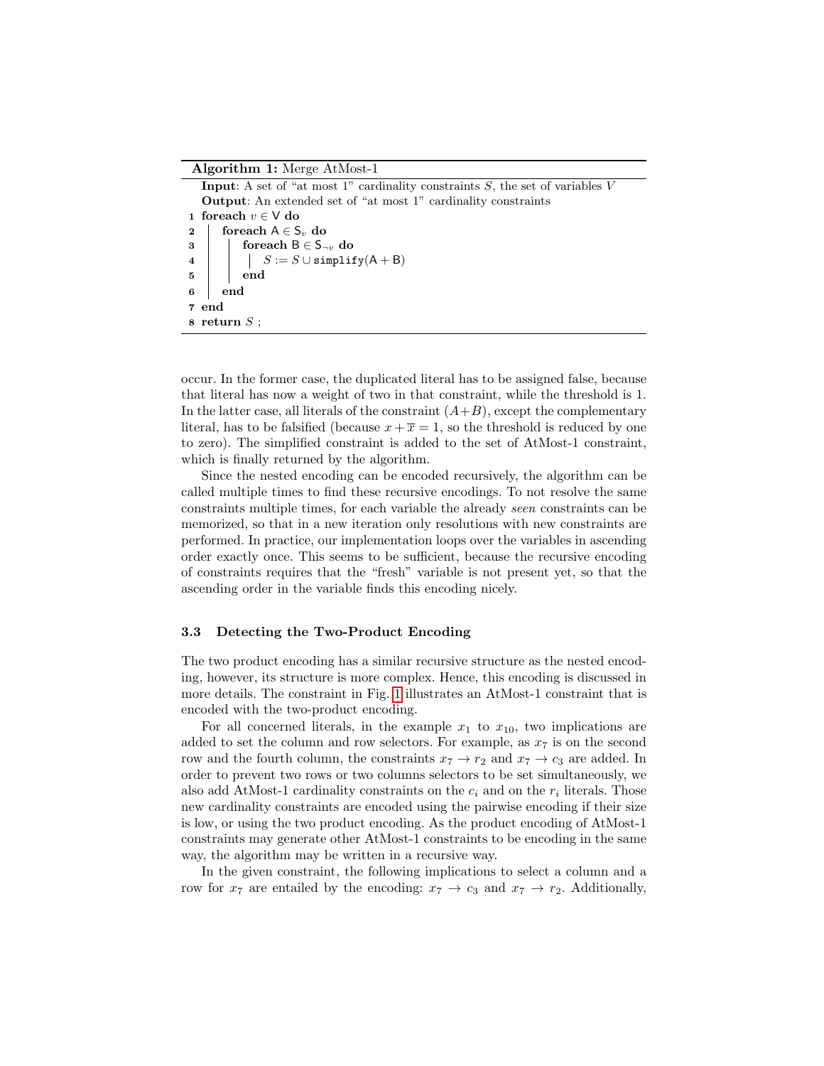**Algorithm 1:** Merge AtMost-1

**Input**: A set of "at most 1" cardinality constraints $S$, the set of variables $V$
**Output**: An extended set of "at most 1" cardinality constraints

```
1 foreach v ∈ V do
2     foreach A ∈ S_v do
3         foreach B ∈ S_¬v do
4             S := S ∪ simplify(A + B)
5         end
6     end
7 end
8 return S ;
```

occur. In the former case, the duplicated literal has to be assigned false, because that literal has now a weight of two in that constraint, while the threshold is 1. In the latter case, all literals of the constraint $(A+B)$, except the complementary literal, has to be falsified (because $x + \overline{x} = 1$, so the threshold is reduced by one to zero). The simplified constraint is added to the set of AtMost-1 constraint, which is finally returned by the algorithm.

Since the nested encoding can be encoded recursively, the algorithm can be called multiple times to find these recursive encodings. To not resolve the same constraints multiple times, for each variable the already *seen* constraints can be memorized, so that in a new iteration only resolutions with new constraints are performed. In practice, our implementation loops over the variables in ascending order exactly once. This seems to be sufficient, because the recursive encoding of constraints requires that the "fresh" variable is not present yet, so that the ascending order in the variable finds this encoding nicely.

### 3.3 Detecting the Two-Product Encoding

The two product encoding has a similar recursive structure as the nested encoding, however, its structure is more complex. Hence, this encoding is discussed in more details. The constraint in Fig. 1 illustrates an AtMost-1 constraint that is encoded with the two-product encoding.

For all concerned literals, in the example $x_1$ to $x_{10}$, two implications are added to set the column and row selectors. For example, as $x_7$ is on the second row and the fourth column, the constraints $x_7 \to r_2$ and $x_7 \to c_3$ are added. In order to prevent two rows or two columns selectors to be set simultaneously, we also add AtMost-1 cardinality constraints on the $c_i$ and on the $r_i$ literals. Those new cardinality constraints are encoded using the pairwise encoding if their size is low, or using the two product encoding. As the product encoding of AtMost-1 constraints may generate other AtMost-1 constraints to be encoding in the same way, the algorithm may be written in a recursive way.

In the given constraint, the following implications to select a column and a row for $x_7$ are entailed by the encoding: $x_7 \to c_3$ and $x_7 \to r_2$. Additionally,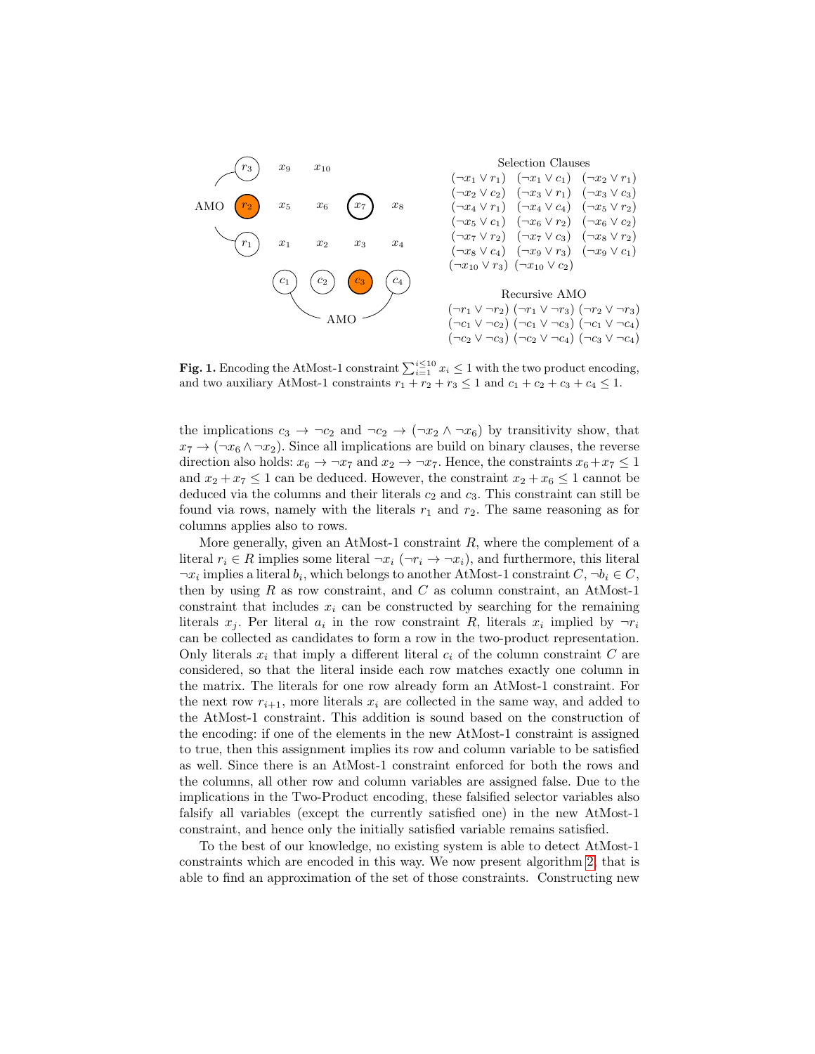Selection Clauses

$(\neg x_1 \vee r_1)$ $(\neg x_1 \vee c_1)$ $(\neg x_2 \vee r_1)$
$(\neg x_2 \vee c_2)$ $(\neg x_3 \vee r_1)$ $(\neg x_3 \vee c_3)$
$(\neg x_4 \vee r_1)$ $(\neg x_4 \vee c_4)$ $(\neg x_5 \vee r_2)$
$(\neg x_5 \vee c_1)$ $(\neg x_6 \vee r_2)$ $(\neg x_6 \vee c_2)$
$(\neg x_7 \vee r_2)$ $(\neg x_7 \vee c_3)$ $(\neg x_8 \vee r_2)$
$(\neg x_8 \vee c_4)$ $(\neg x_9 \vee r_3)$ $(\neg x_9 \vee c_1)$
$(\neg x_{10} \vee r_3)$ $(\neg x_{10} \vee c_2)$

Recursive AMO

$(\neg r_1 \vee \neg r_2)$ $(\neg r_1 \vee \neg r_3)$ $(\neg r_2 \vee \neg r_3)$
$(\neg c_1 \vee \neg c_2)$ $(\neg c_1 \vee \neg c_3)$ $(\neg c_1 \vee \neg c_4)$
$(\neg c_2 \vee \neg c_3)$ $(\neg c_2 \vee \neg c_4)$ $(\neg c_3 \vee \neg c_4)$

**Fig. 1.** Encoding the AtMost-1 constraint $\sum_{i=1}^{i\leq 10} x_i \leq 1$ with the two product encoding, and two auxiliary AtMost-1 constraints $r_1 + r_2 + r_3 \leq 1$ and $c_1 + c_2 + c_3 + c_4 \leq 1$.

the implications $c_3 \rightarrow \neg c_2$ and $\neg c_2 \rightarrow (\neg x_2 \wedge \neg x_6)$ by transitivity show, that $x_7 \rightarrow (\neg x_6 \wedge \neg x_2)$. Since all implications are build on binary clauses, the reverse direction also holds: $x_6 \rightarrow \neg x_7$ and $x_2 \rightarrow \neg x_7$. Hence, the constraints $x_6 + x_7 \leq 1$ and $x_2 + x_7 \leq 1$ can be deduced. However, the constraint $x_2 + x_6 \leq 1$ cannot be deduced via the columns and their literals $c_2$ and $c_3$. This constraint can still be found via rows, namely with the literals $r_1$ and $r_2$. The same reasoning as for columns applies also to rows.

More generally, given an AtMost-1 constraint $R$, where the complement of a literal $r_i \in R$ implies some literal $\neg x_i$ ($\neg r_i \rightarrow \neg x_i$), and furthermore, this literal $\neg x_i$ implies a literal $b_i$, which belongs to another AtMost-1 constraint $C$, $\neg b_i \in C$, then by using $R$ as row constraint, and $C$ as column constraint, an AtMost-1 constraint that includes $x_i$ can be constructed by searching for the remaining literals $x_j$. Per literal $a_i$ in the row constraint $R$, literals $x_i$ implied by $\neg r_i$ can be collected as candidates to form a row in the two-product representation. Only literals $x_i$ that imply a different literal $c_i$ of the column constraint $C$ are considered, so that the literal inside each row matches exactly one column in the matrix. The literals for one row already form an AtMost-1 constraint. For the next row $r_{i+1}$, more literals $x_i$ are collected in the same way, and added to the AtMost-1 constraint. This addition is sound based on the construction of the encoding: if one of the elements in the new AtMost-1 constraint is assigned to true, then this assignment implies its row and column variable to be satisfied as well. Since there is an AtMost-1 constraint enforced for both the rows and the columns, all other row and column variables are assigned false. Due to the implications in the Two-Product encoding, these falsified selector variables also falsify all variables (except the currently satisfied one) in the new AtMost-1 constraint, and hence only the initially satisfied variable remains satisfied.

To the best of our knowledge, no existing system is able to detect AtMost-1 constraints which are encoded in this way. We now present algorithm 2, that is able to find an approximation of the set of those constraints. Constructing new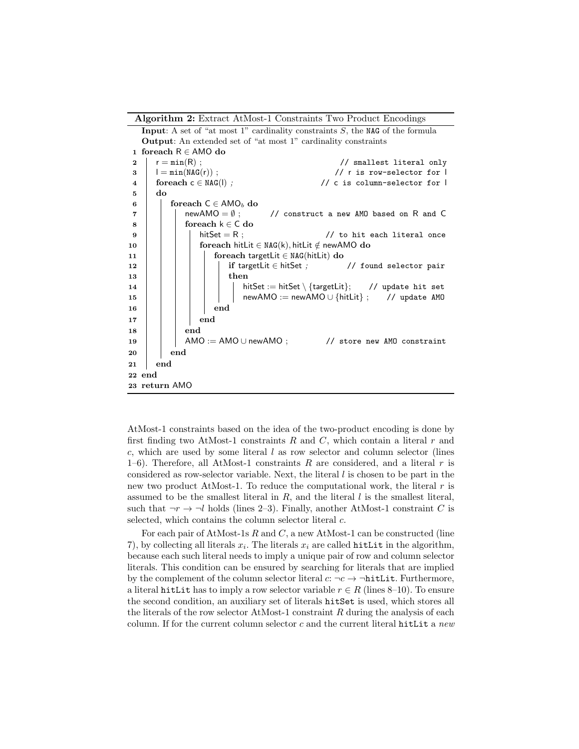**Algorithm 2:** Extract AtMost-1 Constraints Two Product Encodings

**Input**: A set of "at most 1" cardinality constraints $S$, the NAG of the formula
**Output**: An extended set of "at most 1" cardinality constraints

```
1  foreach R ∈ AMO do
2  |   r = min(R) ;                                   // smallest literal only
3  |   l = min(NAG(r)) ;                              // r is row-selector for l
4  |   foreach c ∈ NAG(l) ;                           // c is column-selector for l
5  |   do
6  |   |   foreach C ∈ AMO_b do
7  |   |   |   newAMO = ∅ ;             // construct a new AMO based on R and C
8  |   |   |   foreach k ∈ C do
9  |   |   |   |   hitSet = R ;                       // to hit each literal once
10 |   |   |   |   foreach hitLit ∈ NAG(k), hitLit ∉ newAMO do
11 |   |   |   |   |   foreach targetLit ∈ NAG(hitLit) do
12 |   |   |   |   |   |   if targetLit ∈ hitSet ;    // found selector pair
13 |   |   |   |   |   |   then
14 |   |   |   |   |   |   |   hitSet := hitSet \ {targetLit};    // update hit set
15 |   |   |   |   |   |   |   newAMO := newAMO ∪ {hitLit} ;      // update AMO
16 |   |   |   |   |   end
17 |   |   |   |   end
18 |   |   |   end
19 |   |   |   AMO := AMO ∪ newAMO ;           // store new AMO constraint
20 |   |   end
21 |   end
22 end
23 return AMO
```

AtMost-1 constraints based on the idea of the two-product encoding is done by first finding two AtMost-1 constraints $R$ and $C$, which contain a literal $r$ and $c$, which are used by some literal $l$ as row selector and column selector (lines 1–6). Therefore, all AtMost-1 constraints $R$ are considered, and a literal $r$ is considered as row-selector variable. Next, the literal $l$ is chosen to be part in the new two product AtMost-1. To reduce the computational work, the literal $r$ is assumed to be the smallest literal in $R$, and the literal $l$ is the smallest literal, such that $\neg r \rightarrow \neg l$ holds (lines 2–3). Finally, another AtMost-1 constraint $C$ is selected, which contains the column selector literal $c$.

For each pair of AtMost-1s $R$ and $C$, a new AtMost-1 can be constructed (line 7), by collecting all literals $x_i$. The literals $x_i$ are called `hitLit` in the algorithm, because each such literal needs to imply a unique pair of row and column selector literals. This condition can be ensured by searching for literals that are implied by the complement of the column selector literal $c$: $\neg c \rightarrow \neg$`hitLit`. Furthermore, a literal `hitLit` has to imply a row selector variable $r \in R$ (lines 8–10). To ensure the second condition, an auxiliary set of literals `hitSet` is used, which stores all the literals of the row selector AtMost-1 constraint $R$ during the analysis of each column. If for the current column selector $c$ and the current literal `hitLit` a *new*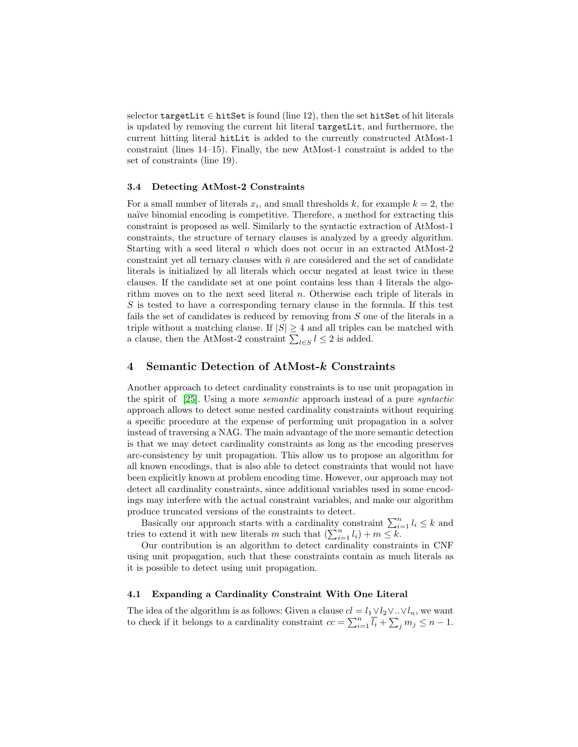selector `targetLit` $\in$ `hitSet` is found (line 12), then the set `hitSet` of hit literals is updated by removing the current hit literal `targetLit`, and furthermore, the current hitting literal `hitLit` is added to the currently constructed AtMost-1 constraint (lines 14–15). Finally, the new AtMost-1 constraint is added to the set of constraints (line 19).

### 3.4 Detecting AtMost-2 Constraints

For a small number of literals $x_i$, and small thresholds $k$, for example $k = 2$, the naïve binomial encoding is competitive. Therefore, a method for extracting this constraint is proposed as well. Similarly to the syntactic extraction of AtMost-1 constraints, the structure of ternary clauses is analyzed by a greedy algorithm. Starting with a seed literal $n$ which does not occur in an extracted AtMost-2 constraint yet all ternary clauses with $\bar{n}$ are considered and the set of candidate literals is initialized by all literals which occur negated at least twice in these clauses. If the candidate set at one point contains less than 4 literals the algorithm moves on to the next seed literal $n$. Otherwise each triple of literals in $S$ is tested to have a corresponding ternary clause in the formula. If this test fails the set of candidates is reduced by removing from $S$ one of the literals in a triple without a matching clause. If $|S| \geq 4$ and all triples can be matched with a clause, then the AtMost-2 constraint $\sum_{l \in S} l \leq 2$ is added.

## 4 Semantic Detection of AtMost-*k* Constraints

Another approach to detect cardinality constraints is to use unit propagation in the spirit of [25]. Using a more *semantic* approach instead of a pure *syntactic* approach allows to detect some nested cardinality constraints without requiring a specific procedure at the expense of performing unit propagation in a solver instead of traversing a NAG. The main advantage of the more semantic detection is that we may detect cardinality constraints as long as the encoding preserves arc-consistency by unit propagation. This allow us to propose an algorithm for all known encodings, that is also able to detect constraints that would not have been explicitly known at problem encoding time. However, our approach may not detect all cardinality constraints, since additional variables used in some encodings may interfere with the actual constraint variables, and make our algorithm produce truncated versions of the constraints to detect.

Basically our approach starts with a cardinality constraint $\sum_{i=1}^{n} l_i \leq k$ and tries to extend it with new literals $m$ such that $(\sum_{i=1}^{n} l_i) + m \leq k$.

Our contribution is an algorithm to detect cardinality constraints in CNF using unit propagation, such that these constraints contain as much literals as it is possible to detect using unit propagation.

### 4.1 Expanding a Cardinality Constraint With One Literal

The idea of the algorithm is as follows: Given a clause $cl = l_1 \vee l_2 \vee .. \vee l_n$, we want to check if it belongs to a cardinality constraint $cc = \sum_{i=1}^{n} \overline{l_i} + \sum_{j} m_j \leq n - 1$.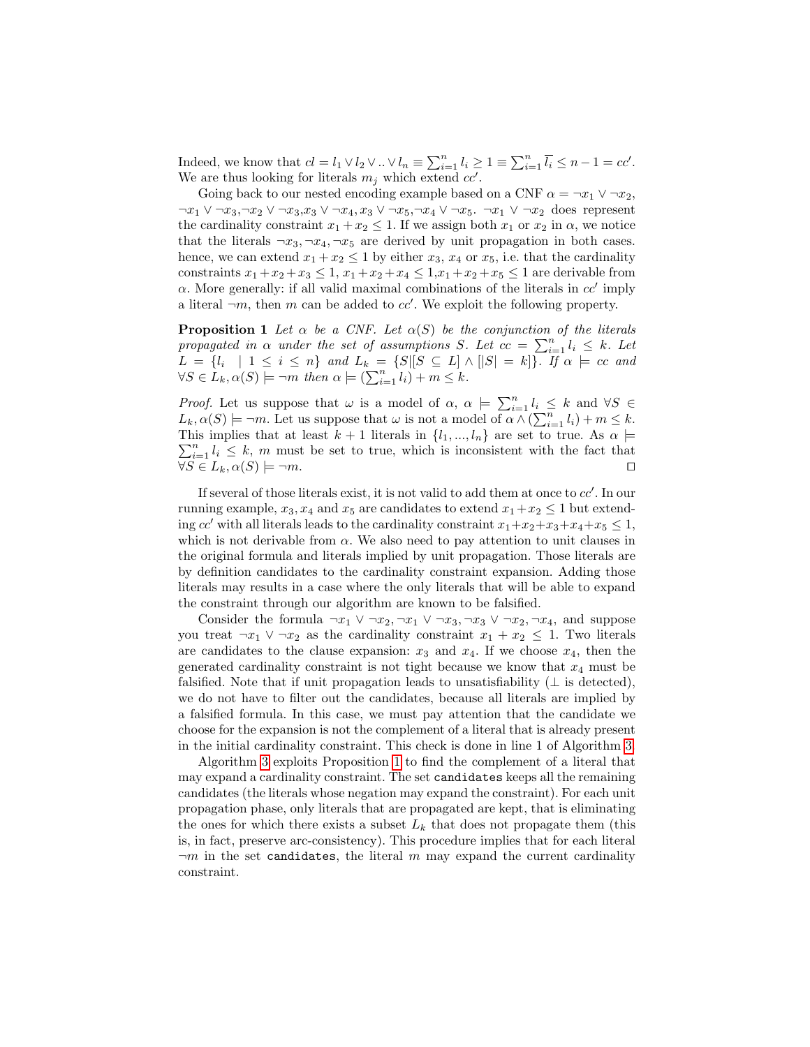Indeed, we know that $cl = l_1 \vee l_2 \vee .. \vee l_n \equiv \sum_{i=1}^{n} l_i \geq 1 \equiv \sum_{i=1}^{n} \overline{l_i} \leq n-1 = cc'$. We are thus looking for literals $m_j$ which extend $cc'$.

Going back to our nested encoding example based on a CNF $\alpha = \neg x_1 \vee \neg x_2$, $\neg x_1 \vee \neg x_3$, $\neg x_2 \vee \neg x_3$, $x_3 \vee \neg x_4$, $x_3 \vee \neg x_5$, $\neg x_4 \vee \neg x_5$. $\neg x_1 \vee \neg x_2$ does represent the cardinality constraint $x_1 + x_2 \leq 1$. If we assign both $x_1$ or $x_2$ in $\alpha$, we notice that the literals $\neg x_3, \neg x_4, \neg x_5$ are derived by unit propagation in both cases. hence, we can extend $x_1 + x_2 \leq 1$ by either $x_3$, $x_4$ or $x_5$, i.e. that the cardinality constraints $x_1 + x_2 + x_3 \leq 1$, $x_1 + x_2 + x_4 \leq 1$, $x_1 + x_2 + x_5 \leq 1$ are derivable from $\alpha$. More generally: if all valid maximal combinations of the literals in $cc'$ imply a literal $\neg m$, then $m$ can be added to $cc'$. We exploit the following property.

**Proposition 1** *Let $\alpha$ be a CNF. Let $\alpha(S)$ be the conjunction of the literals propagated in $\alpha$ under the set of assumptions $S$. Let $cc = \sum_{i=1}^{n} l_i \leq k$. Let $L = \{l_i \mid 1 \leq i \leq n\}$ and $L_k = \{S | [S \subseteq L] \wedge [|S| = k]\}$. If $\alpha \models cc$ and $\forall S \in L_k, \alpha(S) \models \neg m$ then $\alpha \models (\sum_{i=1}^{n} l_i) + m \leq k$.*

*Proof.* Let us suppose that $\omega$ is a model of $\alpha$, $\alpha \models \sum_{i=1}^{n} l_i \leq k$ and $\forall S \in L_k, \alpha(S) \models \neg m$. Let us suppose that $\omega$ is not a model of $\alpha \wedge (\sum_{i=1}^{n} l_i) + m \leq k$. This implies that at least $k+1$ literals in $\{l_1, ..., l_n\}$ are set to true. As $\alpha \models \sum_{i=1}^{n} l_i \leq k$, $m$ must be set to true, which is inconsistent with the fact that $\forall S \in L_k, \alpha(S) \models \neg m$. $\square$

If several of those literals exist, it is not valid to add them at once to $cc'$. In our running example, $x_3, x_4$ and $x_5$ are candidates to extend $x_1 + x_2 \leq 1$ but extending $cc'$ with all literals leads to the cardinality constraint $x_1 + x_2 + x_3 + x_4 + x_5 \leq 1$, which is not derivable from $\alpha$. We also need to pay attention to unit clauses in the original formula and literals implied by unit propagation. Those literals are by definition candidates to the cardinality constraint expansion. Adding those literals may results in a case where the only literals that will be able to expand the constraint through our algorithm are known to be falsified.

Consider the formula $\neg x_1 \vee \neg x_2, \neg x_1 \vee \neg x_3, \neg x_3 \vee \neg x_2, \neg x_4$, and suppose you treat $\neg x_1 \vee \neg x_2$ as the cardinality constraint $x_1 + x_2 \leq 1$. Two literals are candidates to the clause expansion: $x_3$ and $x_4$. If we choose $x_4$, then the generated cardinality constraint is not tight because we know that $x_4$ must be falsified. Note that if unit propagation leads to unsatisfiability ($\perp$ is detected), we do not have to filter out the candidates, because all literals are implied by a falsified formula. In this case, we must pay attention that the candidate we choose for the expansion is not the complement of a literal that is already present in the initial cardinality constraint. This check is done in line 1 of Algorithm 3.

Algorithm 3 exploits Proposition 1 to find the complement of a literal that may expand a cardinality constraint. The set `candidates` keeps all the remaining candidates (the literals whose negation may expand the constraint). For each unit propagation phase, only literals that are propagated are kept, that is eliminating the ones for which there exists a subset $L_k$ that does not propagate them (this is, in fact, preserve arc-consistency). This procedure implies that for each literal $\neg m$ in the set `candidates`, the literal $m$ may expand the current cardinality constraint.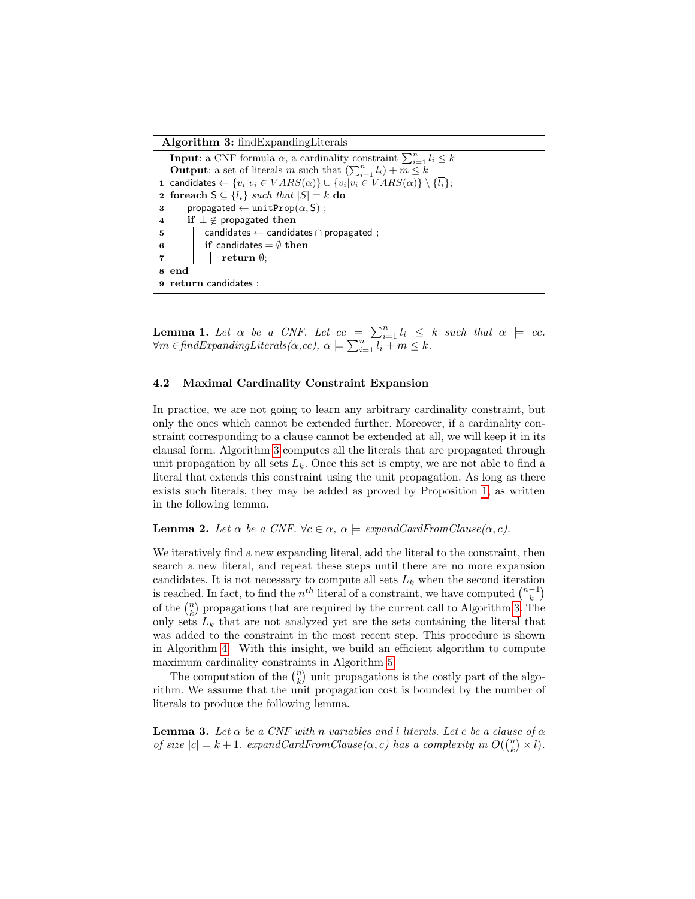**Algorithm 3:** findExpandingLiterals

```
  Input: a CNF formula α, a cardinality constraint ∑_{i=1}^{n} l_i ≤ k
  Output: a set of literals m such that (∑_{i=1}^{n} l_i) + m̄ ≤ k
1 candidates ← {v_i | v_i ∈ VARS(α)} ∪ {v̄_i | v_i ∈ VARS(α)} \ {l̄_i};
2 foreach S ⊆ {l_i} such that |S| = k do
3 │ propagated ← unitProp(α, S) ;
4 │ if ⊥ ∉ propagated then
5 │ │ candidates ← candidates ∩ propagated ;
6 │ │ if candidates = ∅ then
7 │ │ │ return ∅;
8 end
9 return candidates ;
```

**Lemma 1.** *Let $\alpha$ be a CNF. Let $cc = \sum_{i=1}^{n} l_i \leq k$ such that $\alpha \models cc$. $\forall m \in$findExpandingLiterals($\alpha$,cc), $\alpha \models \sum_{i=1}^{n} l_i + \overline{m} \leq k$.*

### 4.2 Maximal Cardinality Constraint Expansion

In practice, we are not going to learn any arbitrary cardinality constraint, but only the ones which cannot be extended further. Moreover, if a cardinality constraint corresponding to a clause cannot be extended at all, we will keep it in its clausal form. Algorithm 3 computes all the literals that are propagated through unit propagation by all sets $L_k$. Once this set is empty, we are not able to find a literal that extends this constraint using the unit propagation. As long as there exists such literals, they may be added as proved by Proposition 1, as written in the following lemma.

**Lemma 2.** *Let $\alpha$ be a CNF. $\forall c \in \alpha$, $\alpha \models$ expandCardFromClause($\alpha, c$).*

We iteratively find a new expanding literal, add the literal to the constraint, then search a new literal, and repeat these steps until there are no more expansion candidates. It is not necessary to compute all sets $L_k$ when the second iteration is reached. In fact, to find the $n^{th}$ literal of a constraint, we have computed $\binom{n-1}{k}$ of the $\binom{n}{k}$ propagations that are required by the current call to Algorithm 3. The only sets $L_k$ that are not analyzed yet are the sets containing the literal that was added to the constraint in the most recent step. This procedure is shown in Algorithm 4. With this insight, we build an efficient algorithm to compute maximum cardinality constraints in Algorithm 5.

The computation of the $\binom{n}{k}$ unit propagations is the costly part of the algorithm. We assume that the unit propagation cost is bounded by the number of literals to produce the following lemma.

**Lemma 3.** *Let $\alpha$ be a CNF with $n$ variables and $l$ literals. Let $c$ be a clause of $\alpha$ of size $|c| = k+1$. expandCardFromClause($\alpha, c$) has a complexity in $O(\binom{n}{k} \times l)$.*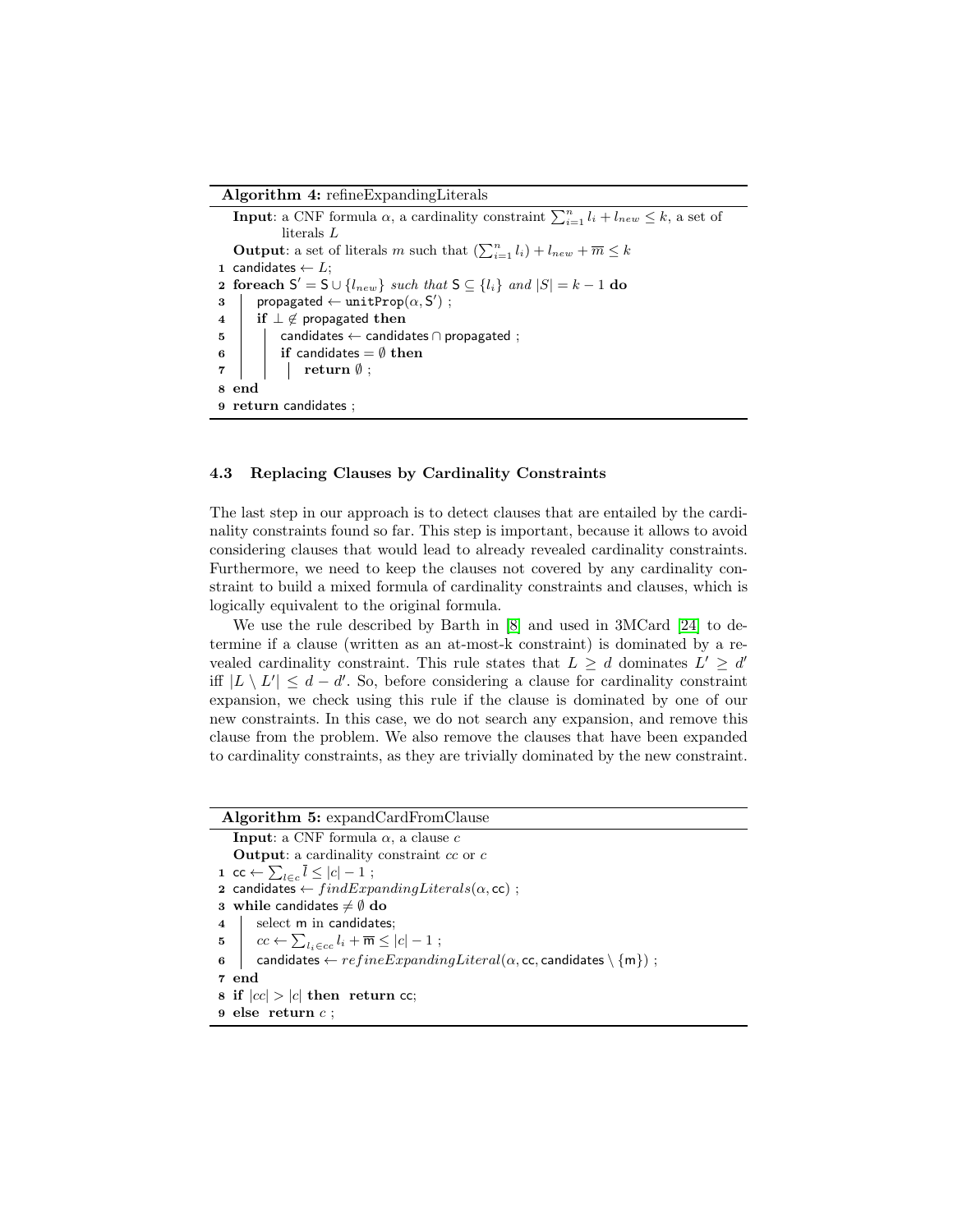**Algorithm 4:** refineExpandingLiterals

```
   Input: a CNF formula α, a cardinality constraint Σ_{i=1}^{n} l_i + l_new ≤ k, a set of
          literals L
   Output: a set of literals m such that (Σ_{i=1}^{n} l_i) + l_new + m̄ ≤ k
1  candidates ← L;
2  foreach S' = S ∪ {l_new} such that S ⊆ {l_i} and |S| = k − 1 do
3  |  propagated ← unitProp(α, S') ;
4  |  if ⊥ ∉ propagated then
5  |  |  candidates ← candidates ∩ propagated ;
6  |  |  if candidates = ∅ then
7  |  |  |  return ∅ ;
8  end
9  return candidates ;
```

### 4.3 Replacing Clauses by Cardinality Constraints

The last step in our approach is to detect clauses that are entailed by the cardinality constraints found so far. This step is important, because it allows to avoid considering clauses that would lead to already revealed cardinality constraints. Furthermore, we need to keep the clauses not covered by any cardinality constraint to build a mixed formula of cardinality constraints and clauses, which is logically equivalent to the original formula.

We use the rule described by Barth in [8] and used in 3MCard [24] to determine if a clause (written as an at-most-k constraint) is dominated by a revealed cardinality constraint. This rule states that $L \geq d$ dominates $L' \geq d'$ iff $|L \setminus L'| \leq d - d'$. So, before considering a clause for cardinality constraint expansion, we check using this rule if the clause is dominated by one of our new constraints. In this case, we do not search any expansion, and remove this clause from the problem. We also remove the clauses that have been expanded to cardinality constraints, as they are trivially dominated by the new constraint.

**Algorithm 5:** expandCardFromClause

```
   Input: a CNF formula α, a clause c
   Output: a cardinality constraint cc or c
1  cc ← Σ_{l∈c} l̄ ≤ |c| − 1 ;
2  candidates ← findExpandingLiterals(α, cc) ;
3  while candidates ≠ ∅ do
4  |  select m in candidates;
5  |  cc ← Σ_{l_i∈cc} l_i + m̄ ≤ |c| − 1 ;
6  |  candidates ← refineExpandingLiteral(α, cc, candidates \ {m}) ;
7  end
8  if |cc| > |c| then return cc;
9  else return c ;
```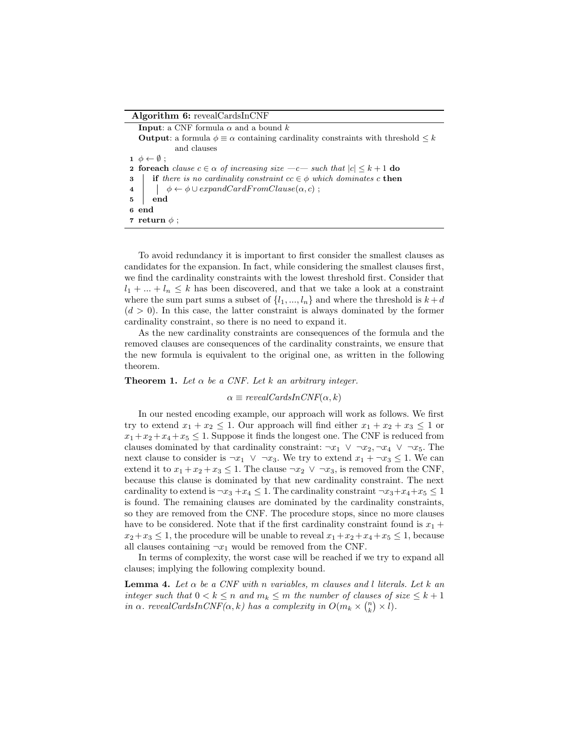**Algorithm 6:** revealCardsInCNF

```
   Input: a CNF formula α and a bound k
   Output: a formula φ ≡ α containing cardinality constraints with threshold ≤ k
           and clauses
1  φ ← ∅ ;
2  foreach clause c ∈ α of increasing size —c— such that |c| ≤ k + 1 do
3  |  if there is no cardinality constraint cc ∈ φ which dominates c then
4  |  |  φ ← φ ∪ expandCardFromClause(α, c) ;
5  |  end
6  end
7  return φ ;
```

To avoid redundancy it is important to first consider the smallest clauses as candidates for the expansion. In fact, while considering the smallest clauses first, we find the cardinality constraints with the lowest threshold first. Consider that $l_1 + ... + l_n \leq k$ has been discovered, and that we take a look at a constraint where the sum part sums a subset of $\{l_1, ..., l_n\}$ and where the threshold is $k + d$ ($d > 0$). In this case, the latter constraint is always dominated by the former cardinality constraint, so there is no need to expand it.

As the new cardinality constraints are consequences of the formula and the removed clauses are consequences of the cardinality constraints, we ensure that the new formula is equivalent to the original one, as written in the following theorem.

**Theorem 1.** *Let $\alpha$ be a CNF. Let $k$ an arbitrary integer.*

$$\alpha \equiv \textit{revealCardsInCNF}(\alpha, k)$$

In our nested encoding example, our approach will work as follows. We first try to extend $x_1 + x_2 \leq 1$. Our approach will find either $x_1 + x_2 + x_3 \leq 1$ or $x_1 + x_2 + x_4 + x_5 \leq 1$. Suppose it finds the longest one. The CNF is reduced from clauses dominated by that cardinality constraint: $\neg x_1 \lor \neg x_2, \neg x_4 \lor \neg x_5$. The next clause to consider is $\neg x_1 \lor \neg x_3$. We try to extend $x_1 + \neg x_3 \leq 1$. We can extend it to $x_1 + x_2 + x_3 \leq 1$. The clause $\neg x_2 \lor \neg x_3$, is removed from the CNF, because this clause is dominated by that new cardinality constraint. The next cardinality to extend is $\neg x_3 + x_4 \leq 1$. The cardinality constraint $\neg x_3 + x_4 + x_5 \leq 1$ is found. The remaining clauses are dominated by the cardinality constraints, so they are removed from the CNF. The procedure stops, since no more clauses have to be considered. Note that if the first cardinality constraint found is $x_1 + x_2 + x_3 \leq 1$, the procedure will be unable to reveal $x_1 + x_2 + x_4 + x_5 \leq 1$, because all clauses containing $\neg x_1$ would be removed from the CNF.

In terms of complexity, the worst case will be reached if we try to expand all clauses; implying the following complexity bound.

**Lemma 4.** *Let $\alpha$ be a CNF with $n$ variables, $m$ clauses and $l$ literals. Let $k$ an integer such that $0 < k \leq n$ and $m_k \leq m$ the number of clauses of size $\leq k + 1$ in $\alpha$. revealCardsInCNF($\alpha, k$) has a complexity in $O(m_k \times \binom{n}{k} \times l)$.*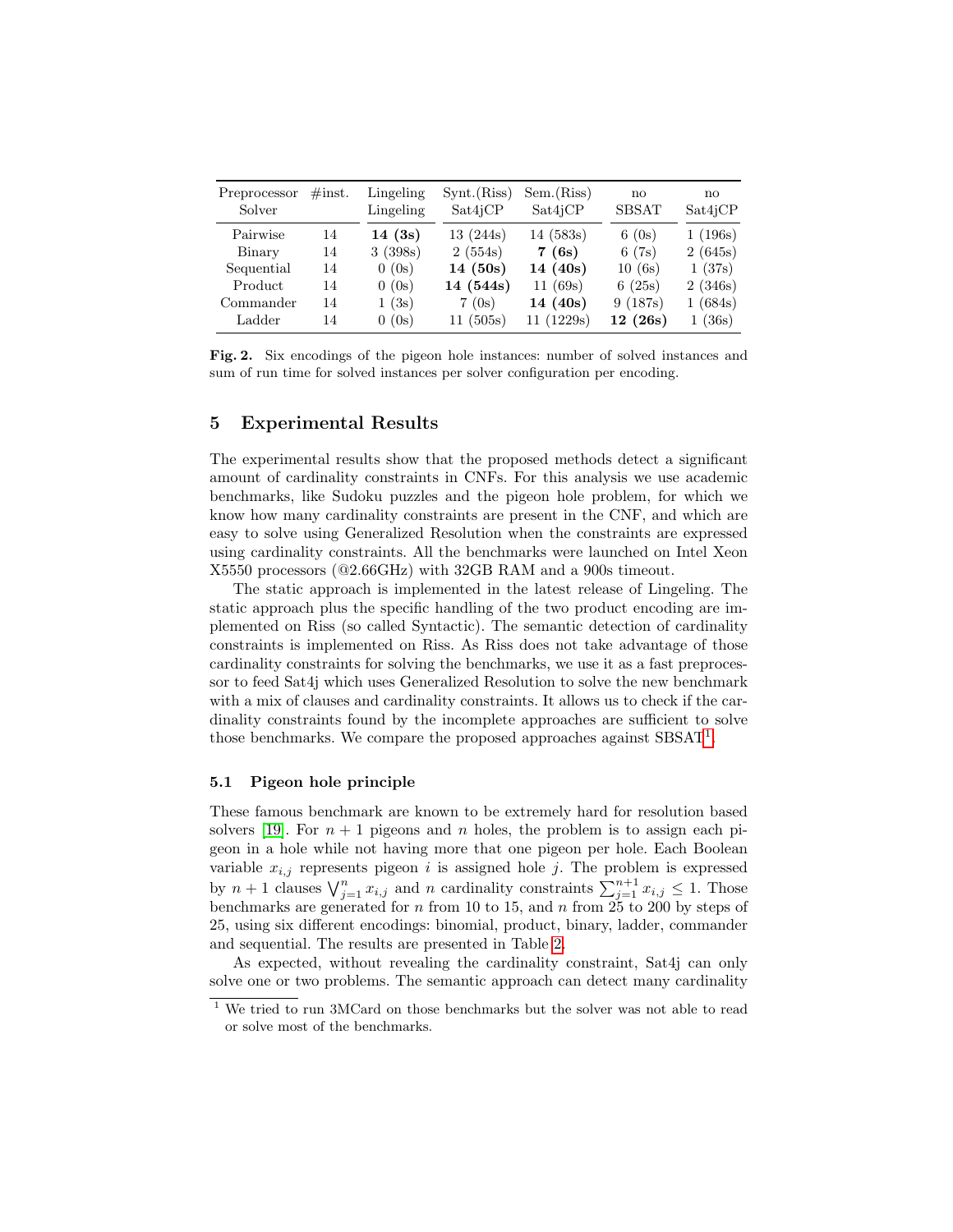| Preprocessor<br>Solver | #inst. | Lingeling<br>Lingeling | Synt.(Riss)<br>Sat4jCP | Sem.(Riss)<br>Sat4jCP | no<br>SBSAT | no<br>Sat4jCP |
|---|---|---|---|---|---|---|
| Pairwise | 14 | **14 (3s)** | 13 (244s) | 14 (583s) | 6 (0s) | 1 (196s) |
| Binary | 14 | 3 (398s) | 2 (554s) | **7 (6s)** | 6 (7s) | 2 (645s) |
| Sequential | 14 | 0 (0s) | **14 (50s)** | **14 (40s)** | 10 (6s) | 1 (37s) |
| Product | 14 | 0 (0s) | **14 (544s)** | 11 (69s) | 6 (25s) | 2 (346s) |
| Commander | 14 | 1 (3s) | 7 (0s) | **14 (40s)** | 9 (187s) | 1 (684s) |
| Ladder | 14 | 0 (0s) | 11 (505s) | 11 (1229s) | **12 (26s)** | 1 (36s) |

**Fig. 2.** Six encodings of the pigeon hole instances: number of solved instances and sum of run time for solved instances per solver configuration per encoding.

## 5 Experimental Results

The experimental results show that the proposed methods detect a significant amount of cardinality constraints in CNFs. For this analysis we use academic benchmarks, like Sudoku puzzles and the pigeon hole problem, for which we know how many cardinality constraints are present in the CNF, and which are easy to solve using Generalized Resolution when the constraints are expressed using cardinality constraints. All the benchmarks were launched on Intel Xeon X5550 processors (@2.66GHz) with 32GB RAM and a 900s timeout.

The static approach is implemented in the latest release of Lingeling. The static approach plus the specific handling of the two product encoding are implemented on Riss (so called Syntactic). The semantic detection of cardinality constraints is implemented on Riss. As Riss does not take advantage of those cardinality constraints for solving the benchmarks, we use it as a fast preprocessor to feed Sat4j which uses Generalized Resolution to solve the new benchmark with a mix of clauses and cardinality constraints. It allows us to check if the cardinality constraints found by the incomplete approaches are sufficient to solve those benchmarks. We compare the proposed approaches against SBSAT[1].

### 5.1 Pigeon hole principle

These famous benchmark are known to be extremely hard for resolution based solvers [19]. For $n+1$ pigeons and $n$ holes, the problem is to assign each pigeon in a hole while not having more that one pigeon per hole. Each Boolean variable $x_{i,j}$ represents pigeon $i$ is assigned hole $j$. The problem is expressed by $n+1$ clauses $\bigvee_{j=1}^{n} x_{i,j}$ and $n$ cardinality constraints $\sum_{j=1}^{n+1} x_{i,j} \leq 1$. Those benchmarks are generated for $n$ from 10 to 15, and $n$ from 25 to 200 by steps of 25, using six different encodings: binomial, product, binary, ladder, commander and sequential. The results are presented in Table 2.

As expected, without revealing the cardinality constraint, Sat4j can only solve one or two problems. The semantic approach can detect many cardinality

[1] We tried to run 3MCard on those benchmarks but the solver was not able to read or solve most of the benchmarks.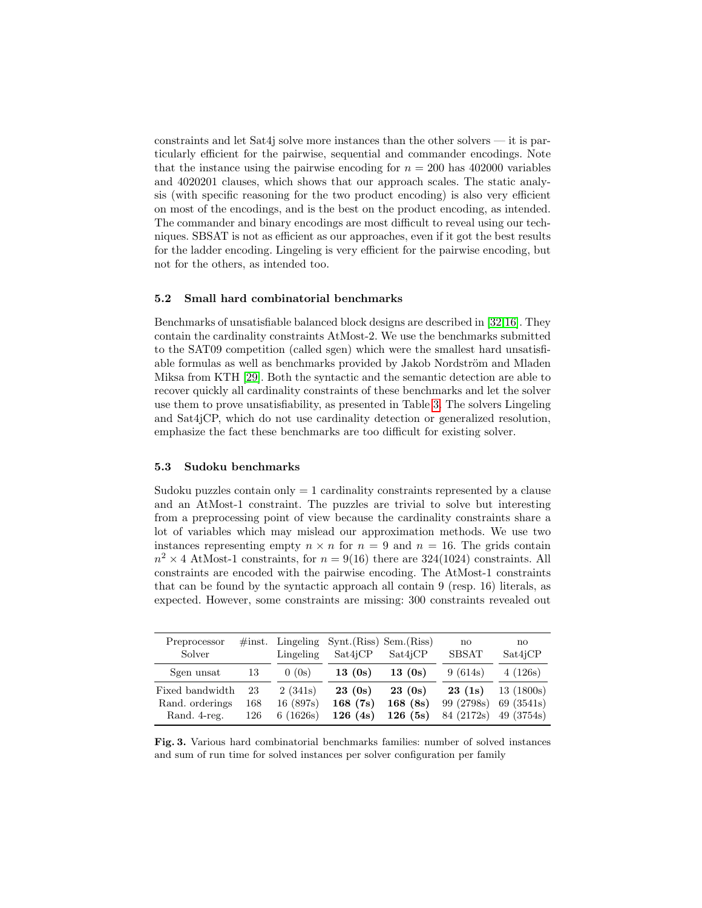constraints and let Sat4j solve more instances than the other solvers — it is particularly efficient for the pairwise, sequential and commander encodings. Note that the instance using the pairwise encoding for $n = 200$ has 402000 variables and 4020201 clauses, which shows that our approach scales. The static analysis (with specific reasoning for the two product encoding) is also very efficient on most of the encodings, and is the best on the product encoding, as intended. The commander and binary encodings are most difficult to reveal using our techniques. SBSAT is not as efficient as our approaches, even if it got the best results for the ladder encoding. Lingeling is very efficient for the pairwise encoding, but not for the others, as intended too.

### 5.2 Small hard combinatorial benchmarks

Benchmarks of unsatisfiable balanced block designs are described in [32,16]. They contain the cardinality constraints AtMost-2. We use the benchmarks submitted to the SAT09 competition (called sgen) which were the smallest hard unsatisfiable formulas as well as benchmarks provided by Jakob Nordström and Mladen Miksa from KTH [29]. Both the syntactic and the semantic detection are able to recover quickly all cardinality constraints of these benchmarks and let the solver use them to prove unsatisfiability, as presented in Table 3. The solvers Lingeling and Sat4jCP, which do not use cardinality detection or generalized resolution, emphasize the fact these benchmarks are too difficult for existing solver.

### 5.3 Sudoku benchmarks

Sudoku puzzles contain only $= 1$ cardinality constraints represented by a clause and an AtMost-1 constraint. The puzzles are trivial to solve but interesting from a preprocessing point of view because the cardinality constraints share a lot of variables which may mislead our approximation methods. We use two instances representing empty $n \times n$ for $n = 9$ and $n = 16$. The grids contain $n^2 \times 4$ AtMost-1 constraints, for $n = 9(16)$ there are 324(1024) constraints. All constraints are encoded with the pairwise encoding. The AtMost-1 constraints that can be found by the syntactic approach all contain 9 (resp. 16) literals, as expected. However, some constraints are missing: 300 constraints revealed out

| Preprocessor<br>Solver | #inst. | Lingeling<br>Lingeling | Synt.(Riss)<br>Sat4jCP | Sem.(Riss)<br>Sat4jCP | no<br>SBSAT | no<br>Sat4jCP |
|---|---|---|---|---|---|---|
| Sgen unsat | 13 | 0 (0s) | **13 (0s)** | **13 (0s)** | 9 (614s) | 4 (126s) |
| Fixed bandwidth | 23 | 2 (341s) | **23 (0s)** | **23 (0s)** | **23 (1s)** | 13 (1800s) |
| Rand. orderings | 168 | 16 (897s) | **168 (7s)** | **168 (8s)** | 99 (2798s) | 69 (3541s) |
| Rand. 4-reg. | 126 | 6 (1626s) | **126 (4s)** | **126 (5s)** | 84 (2172s) | 49 (3754s) |

**Fig. 3.** Various hard combinatorial benchmarks families: number of solved instances and sum of run time for solved instances per solver configuration per family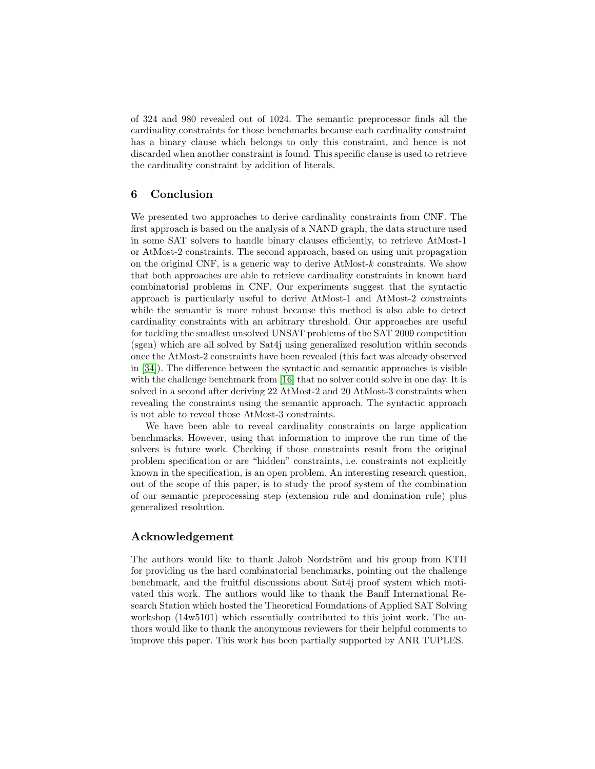of 324 and 980 revealed out of 1024. The semantic preprocessor finds all the cardinality constraints for those benchmarks because each cardinality constraint has a binary clause which belongs to only this constraint, and hence is not discarded when another constraint is found. This specific clause is used to retrieve the cardinality constraint by addition of literals.

## 6 Conclusion

We presented two approaches to derive cardinality constraints from CNF. The first approach is based on the analysis of a NAND graph, the data structure used in some SAT solvers to handle binary clauses efficiently, to retrieve AtMost-1 or AtMost-2 constraints. The second approach, based on using unit propagation on the original CNF, is a generic way to derive AtMost-$k$ constraints. We show that both approaches are able to retrieve cardinality constraints in known hard combinatorial problems in CNF. Our experiments suggest that the syntactic approach is particularly useful to derive AtMost-1 and AtMost-2 constraints while the semantic is more robust because this method is also able to detect cardinality constraints with an arbitrary threshold. Our approaches are useful for tackling the smallest unsolved UNSAT problems of the SAT 2009 competition (sgen) which are all solved by Sat4j using generalized resolution within seconds once the AtMost-2 constraints have been revealed (this fact was already observed in [34]). The difference between the syntactic and semantic approaches is visible with the challenge benchmark from [16] that no solver could solve in one day. It is solved in a second after deriving 22 AtMost-2 and 20 AtMost-3 constraints when revealing the constraints using the semantic approach. The syntactic approach is not able to reveal those AtMost-3 constraints.

We have been able to reveal cardinality constraints on large application benchmarks. However, using that information to improve the run time of the solvers is future work. Checking if those constraints result from the original problem specification or are "hidden" constraints, i.e. constraints not explicitly known in the specification, is an open problem. An interesting research question, out of the scope of this paper, is to study the proof system of the combination of our semantic preprocessing step (extension rule and domination rule) plus generalized resolution.

## Acknowledgement

The authors would like to thank Jakob Nordström and his group from KTH for providing us the hard combinatorial benchmarks, pointing out the challenge benchmark, and the fruitful discussions about Sat4j proof system which motivated this work. The authors would like to thank the Banff International Research Station which hosted the Theoretical Foundations of Applied SAT Solving workshop (14w5101) which essentially contributed to this joint work. The authors would like to thank the anonymous reviewers for their helpful comments to improve this paper. This work has been partially supported by ANR TUPLES.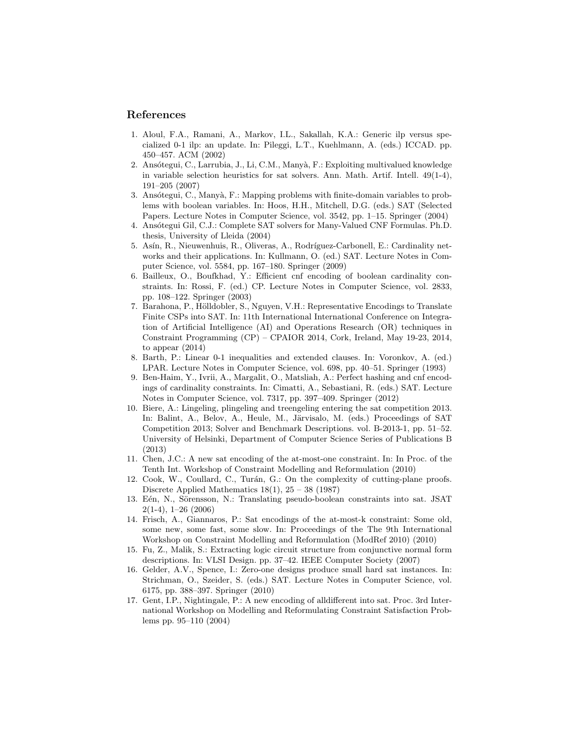## References

1. Aloul, F.A., Ramani, A., Markov, I.L., Sakallah, K.A.: Generic ilp versus specialized 0-1 ilp: an update. In: Pileggi, L.T., Kuehlmann, A. (eds.) ICCAD. pp. 450–457. ACM (2002)
2. Ansótegui, C., Larrubia, J., Li, C.M., Manyà, F.: Exploiting multivalued knowledge in variable selection heuristics for sat solvers. Ann. Math. Artif. Intell. 49(1-4), 191–205 (2007)
3. Ansótegui, C., Manyà, F.: Mapping problems with finite-domain variables to problems with boolean variables. In: Hoos, H.H., Mitchell, D.G. (eds.) SAT (Selected Papers. Lecture Notes in Computer Science, vol. 3542, pp. 1–15. Springer (2004)
4. Ansótegui Gil, C.J.: Complete SAT solvers for Many-Valued CNF Formulas. Ph.D. thesis, University of Lleida (2004)
5. Asín, R., Nieuwenhuis, R., Oliveras, A., Rodríguez-Carbonell, E.: Cardinality networks and their applications. In: Kullmann, O. (ed.) SAT. Lecture Notes in Computer Science, vol. 5584, pp. 167–180. Springer (2009)
6. Bailleux, O., Boufkhad, Y.: Efficient cnf encoding of boolean cardinality constraints. In: Rossi, F. (ed.) CP. Lecture Notes in Computer Science, vol. 2833, pp. 108–122. Springer (2003)
7. Barahona, P., Hölldobler, S., Nguyen, V.H.: Representative Encodings to Translate Finite CSPs into SAT. In: 11th International International Conference on Integration of Artificial Intelligence (AI) and Operations Research (OR) techniques in Constraint Programming (CP) – CPAIOR 2014, Cork, Ireland, May 19-23, 2014, to appear (2014)
8. Barth, P.: Linear 0-1 inequalities and extended clauses. In: Voronkov, A. (ed.) LPAR. Lecture Notes in Computer Science, vol. 698, pp. 40–51. Springer (1993)
9. Ben-Haim, Y., Ivrii, A., Margalit, O., Matsliah, A.: Perfect hashing and cnf encodings of cardinality constraints. In: Cimatti, A., Sebastiani, R. (eds.) SAT. Lecture Notes in Computer Science, vol. 7317, pp. 397–409. Springer (2012)
10. Biere, A.: Lingeling, plingeling and treengeling entering the sat competition 2013. In: Balint, A., Belov, A., Heule, M., Järvisalo, M. (eds.) Proceedings of SAT Competition 2013; Solver and Benchmark Descriptions. vol. B-2013-1, pp. 51–52. University of Helsinki, Department of Computer Science Series of Publications B (2013)
11. Chen, J.C.: A new sat encoding of the at-most-one constraint. In: In Proc. of the Tenth Int. Workshop of Constraint Modelling and Reformulation (2010)
12. Cook, W., Coullard, C., Turán, G.: On the complexity of cutting-plane proofs. Discrete Applied Mathematics 18(1), 25 – 38 (1987)
13. Eén, N., Sörensson, N.: Translating pseudo-boolean constraints into sat. JSAT 2(1-4), 1–26 (2006)
14. Frisch, A., Giannaros, P.: Sat encodings of the at-most-k constraint: Some old, some new, some fast, some slow. In: Proceedings of the The 9th International Workshop on Constraint Modelling and Reformulation (ModRef 2010) (2010)
15. Fu, Z., Malik, S.: Extracting logic circuit structure from conjunctive normal form descriptions. In: VLSI Design. pp. 37–42. IEEE Computer Society (2007)
16. Gelder, A.V., Spence, I.: Zero-one designs produce small hard sat instances. In: Strichman, O., Szeider, S. (eds.) SAT. Lecture Notes in Computer Science, vol. 6175, pp. 388–397. Springer (2010)
17. Gent, I.P., Nightingale, P.: A new encoding of alldifferent into sat. Proc. 3rd International Workshop on Modelling and Reformulating Constraint Satisfaction Problems pp. 95–110 (2004)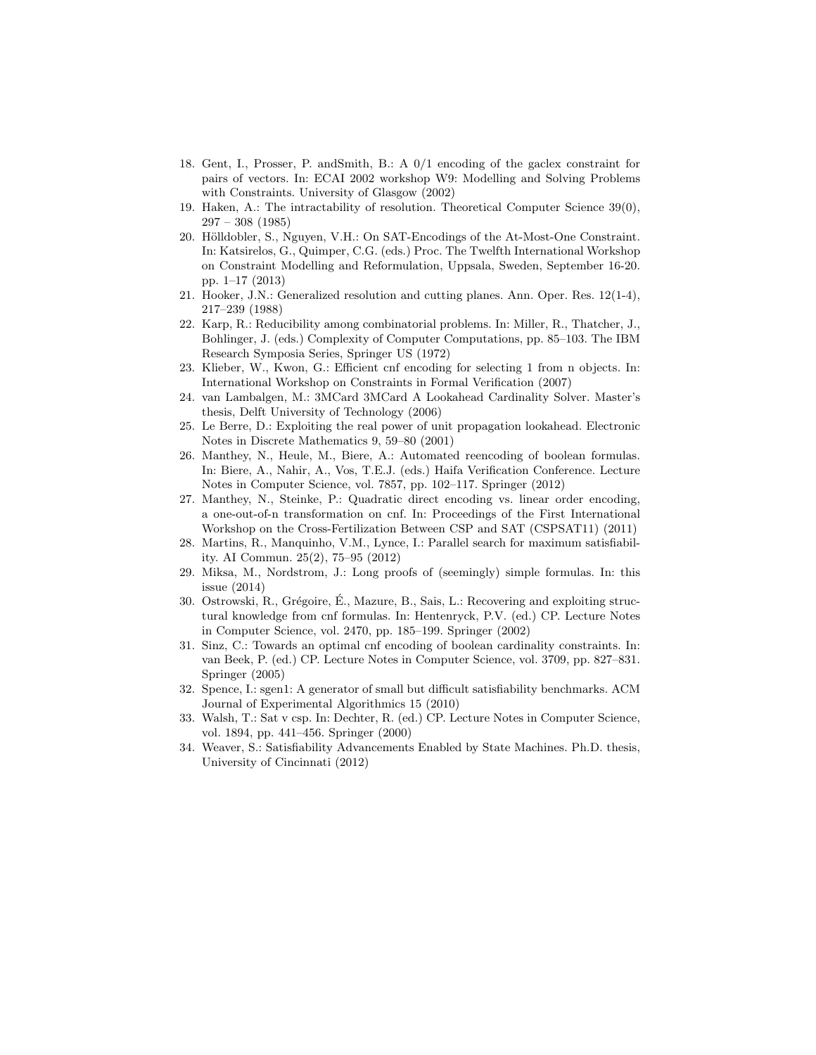18. Gent, I., Prosser, P. andSmith, B.: A 0/1 encoding of the gaclex constraint for pairs of vectors. In: ECAI 2002 workshop W9: Modelling and Solving Problems with Constraints. University of Glasgow (2002)
19. Haken, A.: The intractability of resolution. Theoretical Computer Science 39(0), 297 – 308 (1985)
20. Hölldobler, S., Nguyen, V.H.: On SAT-Encodings of the At-Most-One Constraint. In: Katsirelos, G., Quimper, C.G. (eds.) Proc. The Twelfth International Workshop on Constraint Modelling and Reformulation, Uppsala, Sweden, September 16-20. pp. 1–17 (2013)
21. Hooker, J.N.: Generalized resolution and cutting planes. Ann. Oper. Res. 12(1-4), 217–239 (1988)
22. Karp, R.: Reducibility among combinatorial problems. In: Miller, R., Thatcher, J., Bohlinger, J. (eds.) Complexity of Computer Computations, pp. 85–103. The IBM Research Symposia Series, Springer US (1972)
23. Klieber, W., Kwon, G.: Efficient cnf encoding for selecting 1 from n objects. In: International Workshop on Constraints in Formal Verification (2007)
24. van Lambalgen, M.: 3MCard 3MCard A Lookahead Cardinality Solver. Master's thesis, Delft University of Technology (2006)
25. Le Berre, D.: Exploiting the real power of unit propagation lookahead. Electronic Notes in Discrete Mathematics 9, 59–80 (2001)
26. Manthey, N., Heule, M., Biere, A.: Automated reencoding of boolean formulas. In: Biere, A., Nahir, A., Vos, T.E.J. (eds.) Haifa Verification Conference. Lecture Notes in Computer Science, vol. 7857, pp. 102–117. Springer (2012)
27. Manthey, N., Steinke, P.: Quadratic direct encoding vs. linear order encoding, a one-out-of-n transformation on cnf. In: Proceedings of the First International Workshop on the Cross-Fertilization Between CSP and SAT (CSPSAT11) (2011)
28. Martins, R., Manquinho, V.M., Lynce, I.: Parallel search for maximum satisfiability. AI Commun. 25(2), 75–95 (2012)
29. Miksa, M., Nordstrom, J.: Long proofs of (seemingly) simple formulas. In: this issue (2014)
30. Ostrowski, R., Grégoire, É., Mazure, B., Sais, L.: Recovering and exploiting structural knowledge from cnf formulas. In: Hentenryck, P.V. (ed.) CP. Lecture Notes in Computer Science, vol. 2470, pp. 185–199. Springer (2002)
31. Sinz, C.: Towards an optimal cnf encoding of boolean cardinality constraints. In: van Beek, P. (ed.) CP. Lecture Notes in Computer Science, vol. 3709, pp. 827–831. Springer (2005)
32. Spence, I.: sgen1: A generator of small but difficult satisfiability benchmarks. ACM Journal of Experimental Algorithmics 15 (2010)
33. Walsh, T.: Sat v csp. In: Dechter, R. (ed.) CP. Lecture Notes in Computer Science, vol. 1894, pp. 441–456. Springer (2000)
34. Weaver, S.: Satisfiability Advancements Enabled by State Machines. Ph.D. thesis, University of Cincinnati (2012)